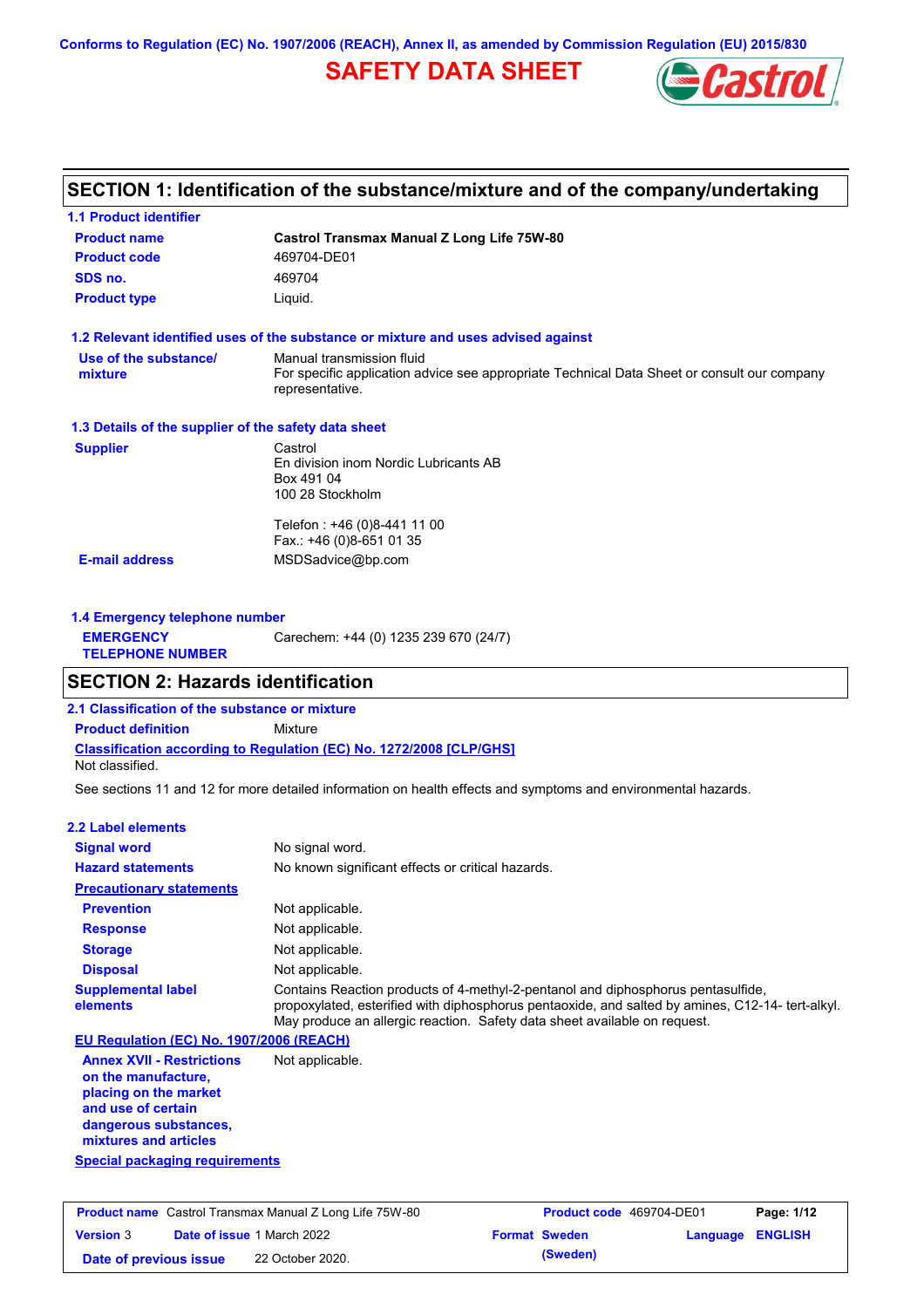Conforms to Regulation (EC) No. 1907/2006 (REACH), Annex II, as amended by Commission Regulation (EU) 2015/830

# SAFETY DATA SHEET

## SECTION 1: Identification of the substance/mixture and of the company/undertaking

### 1.1 Product identifier

| | |
|---|---|
| **Product name** | **Castrol Transmax Manual Z Long Life 75W-80** |
| **Product code** | 469704-DE01 |
| **SDS no.** | 469704 |
| **Product type** | Liquid. |

### 1.2 Relevant identified uses of the substance or mixture and uses advised against

| | |
|---|---|
| **Use of the substance/ mixture** | Manual transmission fluid<br>For specific application advice see appropriate Technical Data Sheet or consult our company representative. |

### 1.3 Details of the supplier of the safety data sheet

| | |
|---|---|
| **Supplier** | Castrol<br>En division inom Nordic Lubricants AB<br>Box 491 04<br>100 28 Stockholm<br><br>Telefon : +46 (0)8-441 11 00<br>Fax.: +46 (0)8-651 01 35 |
| **E-mail address** | MSDSadvice@bp.com |

### 1.4 Emergency telephone number

| | |
|---|---|
| **EMERGENCY TELEPHONE NUMBER** | Carechem: +44 (0) 1235 239 670 (24/7) |

## SECTION 2: Hazards identification

### 2.1 Classification of the substance or mixture

**Product definition** Mixture

**Classification according to Regulation (EC) No. 1272/2008 [CLP/GHS]**

Not classified.

See sections 11 and 12 for more detailed information on health effects and symptoms and environmental hazards.

### 2.2 Label elements

| | |
|---|---|
| **Signal word** | No signal word. |
| **Hazard statements** | No known significant effects or critical hazards. |
| **Precautionary statements** | |
| **Prevention** | Not applicable. |
| **Response** | Not applicable. |
| **Storage** | Not applicable. |
| **Disposal** | Not applicable. |
| **Supplemental label elements** | Contains Reaction products of 4-methyl-2-pentanol and diphosphorus pentasulfide, propoxylated, esterified with diphosphorus pentaoxide, and salted by amines, C12-14- tert-alkyl. May produce an allergic reaction. Safety data sheet available on request. |

**EU Regulation (EC) No. 1907/2006 (REACH)**

| | |
|---|---|
| **Annex XVII - Restrictions on the manufacture, placing on the market and use of certain dangerous substances, mixtures and articles** | Not applicable. |

**Special packaging requirements**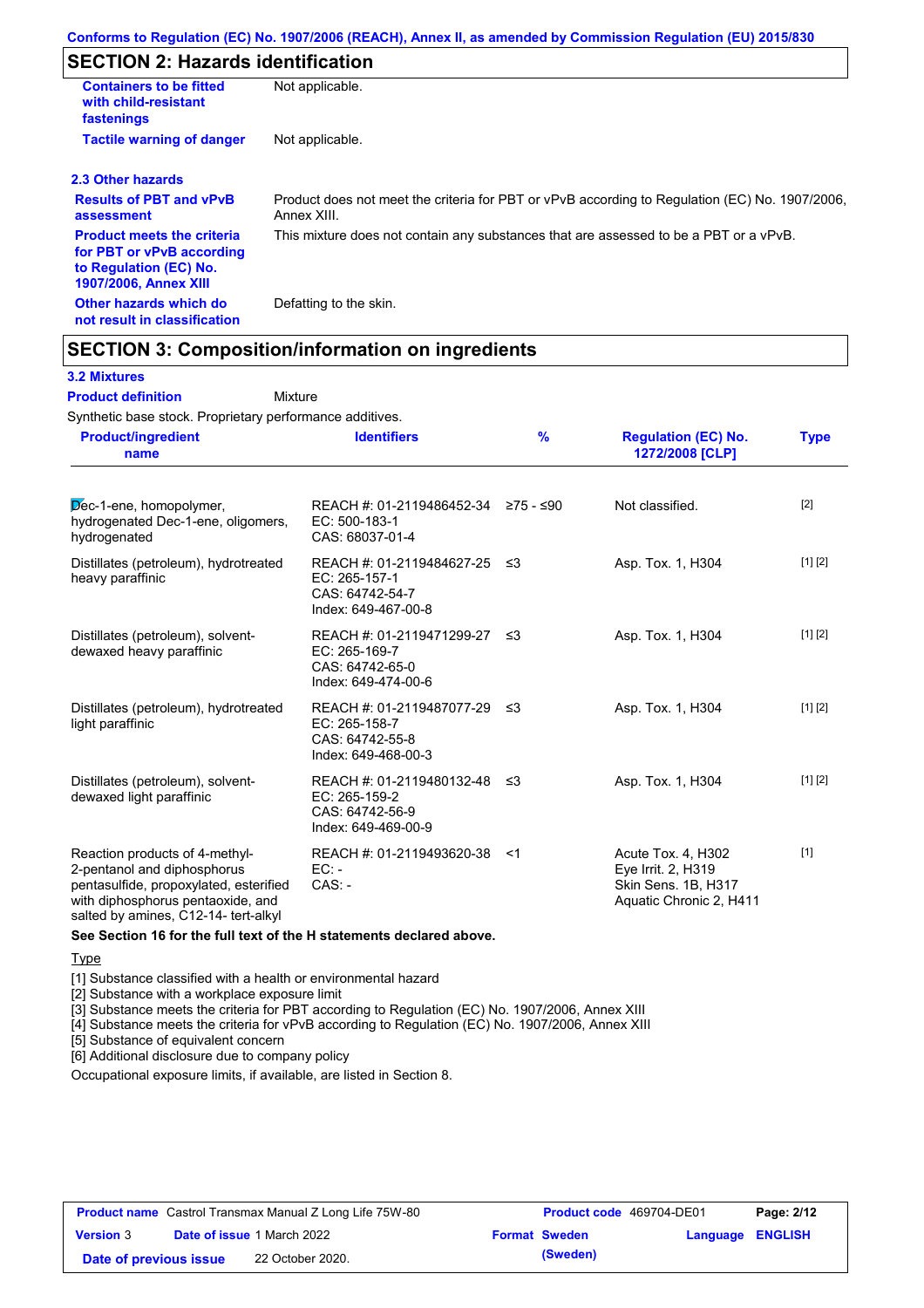## SECTION 2: Hazards identification

| | |
|---|---|
| **Containers to be fitted with child-resistant fastenings** | Not applicable. |
| **Tactile warning of danger** | Not applicable. |

### 2.3 Other hazards

| | |
|---|---|
| **Results of PBT and vPvB assessment** | Product does not meet the criteria for PBT or vPvB according to Regulation (EC) No. 1907/2006, Annex XIII. |
| **Product meets the criteria for PBT or vPvB according to Regulation (EC) No. 1907/2006, Annex XIII** | This mixture does not contain any substances that are assessed to be a PBT or a vPvB. |
| **Other hazards which do not result in classification** | Defatting to the skin. |

## SECTION 3: Composition/information on ingredients

### 3.2 Mixtures

**Product definition** Mixture

Synthetic base stock. Proprietary performance additives.

| Product/ingredient name | Identifiers | % | Regulation (EC) No. 1272/2008 [CLP] | Type |
|---|---|---|---|---|
| Dec-1-ene, homopolymer, hydrogenated Dec-1-ene, oligomers, hydrogenated | REACH #: 01-2119486452-34<br>EC: 500-183-1<br>CAS: 68037-01-4 | ≥75 - ≤90 | Not classified. | [2] |
| Distillates (petroleum), hydrotreated heavy paraffinic | REACH #: 01-2119484627-25<br>EC: 265-157-1<br>CAS: 64742-54-7<br>Index: 649-467-00-8 | ≤3 | Asp. Tox. 1, H304 | [1] [2] |
| Distillates (petroleum), solvent-dewaxed heavy paraffinic | REACH #: 01-2119471299-27<br>EC: 265-169-7<br>CAS: 64742-65-0<br>Index: 649-474-00-6 | ≤3 | Asp. Tox. 1, H304 | [1] [2] |
| Distillates (petroleum), hydrotreated light paraffinic | REACH #: 01-2119487077-29<br>EC: 265-158-7<br>CAS: 64742-55-8<br>Index: 649-468-00-3 | ≤3 | Asp. Tox. 1, H304 | [1] [2] |
| Distillates (petroleum), solvent-dewaxed light paraffinic | REACH #: 01-2119480132-48<br>EC: 265-159-2<br>CAS: 64742-56-9<br>Index: 649-469-00-9 | ≤3 | Asp. Tox. 1, H304 | [1] [2] |
| Reaction products of 4-methyl-2-pentanol and diphosphorus pentasulfide, propoxylated, esterified with diphosphorus pentaoxide, and salted by amines, C12-14- tert-alkyl | REACH #: 01-2119493620-38<br>EC: -<br>CAS: - | <1 | Acute Tox. 4, H302<br>Eye Irrit. 2, H319<br>Skin Sens. 1B, H317<br>Aquatic Chronic 2, H411 | [1] |

**See Section 16 for the full text of the H statements declared above.**

Type

[1] Substance classified with a health or environmental hazard
[2] Substance with a workplace exposure limit
[3] Substance meets the criteria for PBT according to Regulation (EC) No. 1907/2006, Annex XIII
[4] Substance meets the criteria for vPvB according to Regulation (EC) No. 1907/2006, Annex XIII
[5] Substance of equivalent concern
[6] Additional disclosure due to company policy

Occupational exposure limits, if available, are listed in Section 8.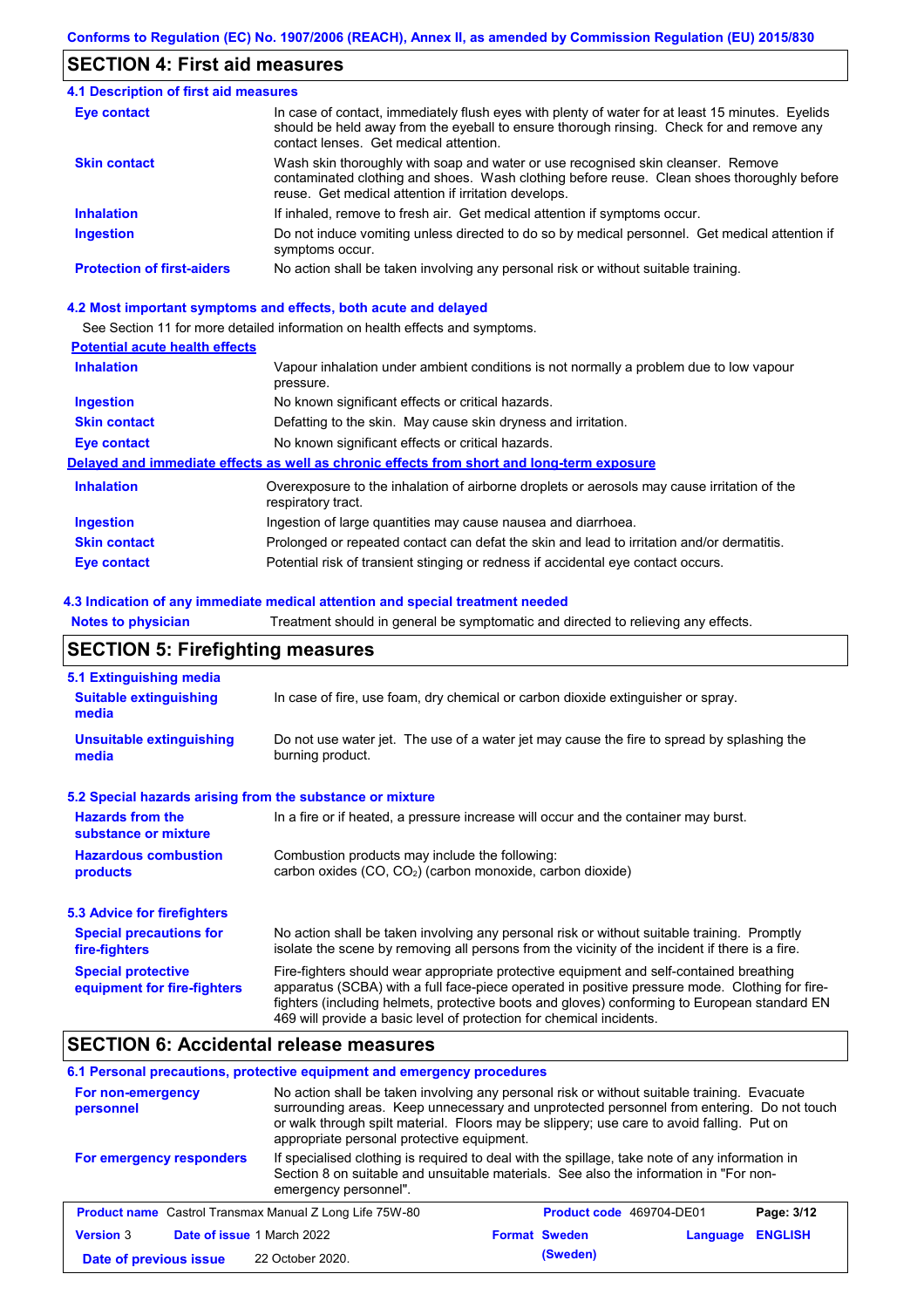## SECTION 4: First aid measures

### 4.1 Description of first aid measures

| | |
|---|---|
| **Eye contact** | In case of contact, immediately flush eyes with plenty of water for at least 15 minutes. Eyelids should be held away from the eyeball to ensure thorough rinsing. Check for and remove any contact lenses. Get medical attention. |
| **Skin contact** | Wash skin thoroughly with soap and water or use recognised skin cleanser. Remove contaminated clothing and shoes. Wash clothing before reuse. Clean shoes thoroughly before reuse. Get medical attention if irritation develops. |
| **Inhalation** | If inhaled, remove to fresh air. Get medical attention if symptoms occur. |
| **Ingestion** | Do not induce vomiting unless directed to do so by medical personnel. Get medical attention if symptoms occur. |
| **Protection of first-aiders** | No action shall be taken involving any personal risk or without suitable training. |

### 4.2 Most important symptoms and effects, both acute and delayed

See Section 11 for more detailed information on health effects and symptoms.

**Potential acute health effects**

| | |
|---|---|
| **Inhalation** | Vapour inhalation under ambient conditions is not normally a problem due to low vapour pressure. |
| **Ingestion** | No known significant effects or critical hazards. |
| **Skin contact** | Defatting to the skin. May cause skin dryness and irritation. |
| **Eye contact** | No known significant effects or critical hazards. |

**Delayed and immediate effects as well as chronic effects from short and long-term exposure**

| | |
|---|---|
| **Inhalation** | Overexposure to the inhalation of airborne droplets or aerosols may cause irritation of the respiratory tract. |
| **Ingestion** | Ingestion of large quantities may cause nausea and diarrhoea. |
| **Skin contact** | Prolonged or repeated contact can defat the skin and lead to irritation and/or dermatitis. |
| **Eye contact** | Potential risk of transient stinging or redness if accidental eye contact occurs. |

### 4.3 Indication of any immediate medical attention and special treatment needed

| | |
|---|---|
| **Notes to physician** | Treatment should in general be symptomatic and directed to relieving any effects. |

## SECTION 5: Firefighting measures

### 5.1 Extinguishing media

| | |
|---|---|
| **Suitable extinguishing media** | In case of fire, use foam, dry chemical or carbon dioxide extinguisher or spray. |
| **Unsuitable extinguishing media** | Do not use water jet. The use of a water jet may cause the fire to spread by splashing the burning product. |

### 5.2 Special hazards arising from the substance or mixture

| | |
|---|---|
| **Hazards from the substance or mixture** | In a fire or if heated, a pressure increase will occur and the container may burst. |
| **Hazardous combustion products** | Combustion products may include the following: carbon oxides (CO, $CO_2$) (carbon monoxide, carbon dioxide) |

### 5.3 Advice for firefighters

| | |
|---|---|
| **Special precautions for fire-fighters** | No action shall be taken involving any personal risk or without suitable training. Promptly isolate the scene by removing all persons from the vicinity of the incident if there is a fire. |
| **Special protective equipment for fire-fighters** | Fire-fighters should wear appropriate protective equipment and self-contained breathing apparatus (SCBA) with a full face-piece operated in positive pressure mode. Clothing for fire-fighters (including helmets, protective boots and gloves) conforming to European standard EN 469 will provide a basic level of protection for chemical incidents. |

## SECTION 6: Accidental release measures

### 6.1 Personal precautions, protective equipment and emergency procedures

| | |
|---|---|
| **For non-emergency personnel** | No action shall be taken involving any personal risk or without suitable training. Evacuate surrounding areas. Keep unnecessary and unprotected personnel from entering. Do not touch or walk through spilt material. Floors may be slippery; use care to avoid falling. Put on appropriate personal protective equipment. |
| **For emergency responders** | If specialised clothing is required to deal with the spillage, take note of any information in Section 8 on suitable and unsuitable materials. See also the information in "For non-emergency personnel". |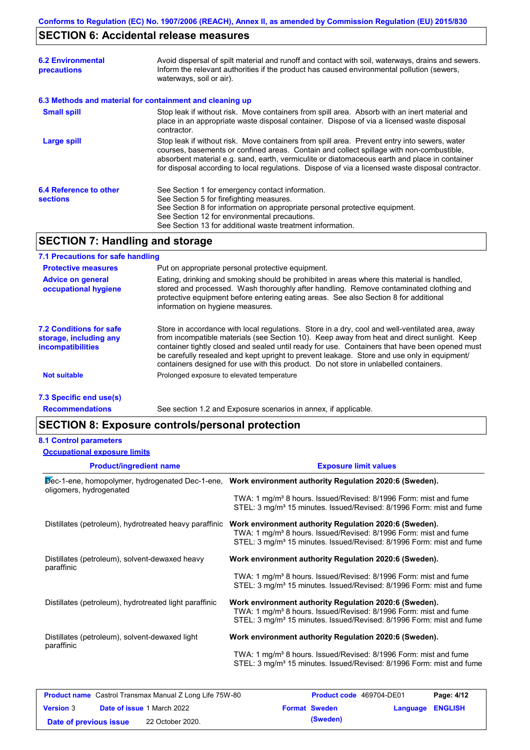## SECTION 6: Accidental release measures

| | |
|---|---|
| **6.2 Environmental precautions** | Avoid dispersal of spilt material and runoff and contact with soil, waterways, drains and sewers. Inform the relevant authorities if the product has caused environmental pollution (sewers, waterways, soil or air). |

### 6.3 Methods and material for containment and cleaning up

| | |
|---|---|
| **Small spill** | Stop leak if without risk. Move containers from spill area. Absorb with an inert material and place in an appropriate waste disposal container. Dispose of via a licensed waste disposal contractor. |
| **Large spill** | Stop leak if without risk. Move containers from spill area. Prevent entry into sewers, water courses, basements or confined areas. Contain and collect spillage with non-combustible, absorbent material e.g. sand, earth, vermiculite or diatomaceous earth and place in container for disposal according to local regulations. Dispose of via a licensed waste disposal contractor. |

| | |
|---|---|
| **6.4 Reference to other sections** | See Section 1 for emergency contact information.<br>See Section 5 for firefighting measures.<br>See Section 8 for information on appropriate personal protective equipment.<br>See Section 12 for environmental precautions.<br>See Section 13 for additional waste treatment information. |

## SECTION 7: Handling and storage

### 7.1 Precautions for safe handling

| | |
|---|---|
| **Protective measures** | Put on appropriate personal protective equipment. |
| **Advice on general occupational hygiene** | Eating, drinking and smoking should be prohibited in areas where this material is handled, stored and processed. Wash thoroughly after handling. Remove contaminated clothing and protective equipment before entering eating areas. See also Section 8 for additional information on hygiene measures. |

| | |
|---|---|
| **7.2 Conditions for safe storage, including any incompatibilities** | Store in accordance with local regulations. Store in a dry, cool and well-ventilated area, away from incompatible materials (see Section 10). Keep away from heat and direct sunlight. Keep container tightly closed and sealed until ready for use. Containers that have been opened must be carefully resealed and kept upright to prevent leakage. Store and use only in equipment/ containers designed for use with this product. Do not store in unlabelled containers. |
| **Not suitable** | Prolonged exposure to elevated temperature |

### 7.3 Specific end use(s)

| | |
|---|---|
| **Recommendations** | See section 1.2 and Exposure scenarios in annex, if applicable. |

## SECTION 8: Exposure controls/personal protection

### 8.1 Control parameters

**Occupational exposure limits**

| Product/ingredient name | Exposure limit values |
|---|---|
| Dec-1-ene, homopolymer, hydrogenated Dec-1-ene, oligomers, hydrogenated | **Work environment authority Regulation 2020:6 (Sweden).**<br>TWA: 1 mg/m³ 8 hours. Issued/Revised: 8/1996 Form: mist and fume<br>STEL: 3 mg/m³ 15 minutes. Issued/Revised: 8/1996 Form: mist and fume |
| Distillates (petroleum), hydrotreated heavy paraffinic | **Work environment authority Regulation 2020:6 (Sweden).**<br>TWA: 1 mg/m³ 8 hours. Issued/Revised: 8/1996 Form: mist and fume<br>STEL: 3 mg/m³ 15 minutes. Issued/Revised: 8/1996 Form: mist and fume |
| Distillates (petroleum), solvent-dewaxed heavy paraffinic | **Work environment authority Regulation 2020:6 (Sweden).**<br>TWA: 1 mg/m³ 8 hours. Issued/Revised: 8/1996 Form: mist and fume<br>STEL: 3 mg/m³ 15 minutes. Issued/Revised: 8/1996 Form: mist and fume |
| Distillates (petroleum), hydrotreated light paraffinic | **Work environment authority Regulation 2020:6 (Sweden).**<br>TWA: 1 mg/m³ 8 hours. Issued/Revised: 8/1996 Form: mist and fume<br>STEL: 3 mg/m³ 15 minutes. Issued/Revised: 8/1996 Form: mist and fume |
| Distillates (petroleum), solvent-dewaxed light paraffinic | **Work environment authority Regulation 2020:6 (Sweden).**<br>TWA: 1 mg/m³ 8 hours. Issued/Revised: 8/1996 Form: mist and fume<br>STEL: 3 mg/m³ 15 minutes. Issued/Revised: 8/1996 Form: mist and fume |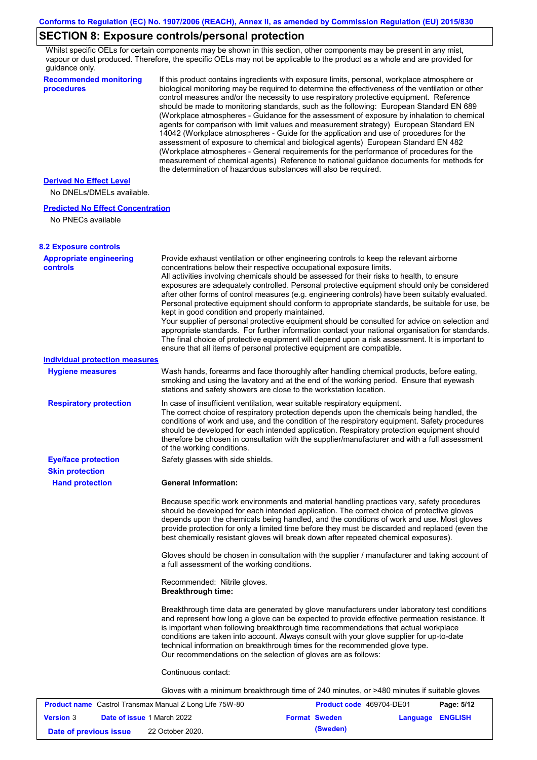## SECTION 8: Exposure controls/personal protection

Whilst specific OELs for certain components may be shown in this section, other components may be present in any mist, vapour or dust produced. Therefore, the specific OELs may not be applicable to the product as a whole and are provided for guidance only.

**Recommended monitoring procedures**

If this product contains ingredients with exposure limits, personal, workplace atmosphere or biological monitoring may be required to determine the effectiveness of the ventilation or other control measures and/or the necessity to use respiratory protective equipment. Reference should be made to monitoring standards, such as the following: European Standard EN 689 (Workplace atmospheres - Guidance for the assessment of exposure by inhalation to chemical agents for comparison with limit values and measurement strategy) European Standard EN 14042 (Workplace atmospheres - Guide for the application and use of procedures for the assessment of exposure to chemical and biological agents) European Standard EN 482 (Workplace atmospheres - General requirements for the performance of procedures for the measurement of chemical agents) Reference to national guidance documents for methods for the determination of hazardous substances will also be required.

**Derived No Effect Level**

No DNELs/DMELs available.

**Predicted No Effect Concentration**

No PNECs available

### 8.2 Exposure controls

**Appropriate engineering controls**

Provide exhaust ventilation or other engineering controls to keep the relevant airborne concentrations below their respective occupational exposure limits.
All activities involving chemicals should be assessed for their risks to health, to ensure exposures are adequately controlled. Personal protective equipment should only be considered after other forms of control measures (e.g. engineering controls) have been suitably evaluated. Personal protective equipment should conform to appropriate standards, be suitable for use, be kept in good condition and properly maintained.
Your supplier of personal protective equipment should be consulted for advice on selection and appropriate standards. For further information contact your national organisation for standards. The final choice of protective equipment will depend upon a risk assessment. It is important to ensure that all items of personal protective equipment are compatible.

**Individual protection measures**

**Hygiene measures**

Wash hands, forearms and face thoroughly after handling chemical products, before eating, smoking and using the lavatory and at the end of the working period. Ensure that eyewash stations and safety showers are close to the workstation location.

**Respiratory protection**

In case of insufficient ventilation, wear suitable respiratory equipment.
The correct choice of respiratory protection depends upon the chemicals being handled, the conditions of work and use, and the condition of the respiratory equipment. Safety procedures should be developed for each intended application. Respiratory protection equipment should therefore be chosen in consultation with the supplier/manufacturer and with a full assessment of the working conditions.

**Eye/face protection**

Safety glasses with side shields.

**Skin protection**

**Hand protection**

**General Information:**

Because specific work environments and material handling practices vary, safety procedures should be developed for each intended application. The correct choice of protective gloves depends upon the chemicals being handled, and the conditions of work and use. Most gloves provide protection for only a limited time before they must be discarded and replaced (even the best chemically resistant gloves will break down after repeated chemical exposures).

Gloves should be chosen in consultation with the supplier / manufacturer and taking account of a full assessment of the working conditions.

Recommended: Nitrile gloves.
**Breakthrough time:**

Breakthrough time data are generated by glove manufacturers under laboratory test conditions and represent how long a glove can be expected to provide effective permeation resistance. It is important when following breakthrough time recommendations that actual workplace conditions are taken into account. Always consult with your glove supplier for up-to-date technical information on breakthrough times for the recommended glove type.
Our recommendations on the selection of gloves are as follows:

Continuous contact:

Gloves with a minimum breakthrough time of 240 minutes, or >480 minutes if suitable gloves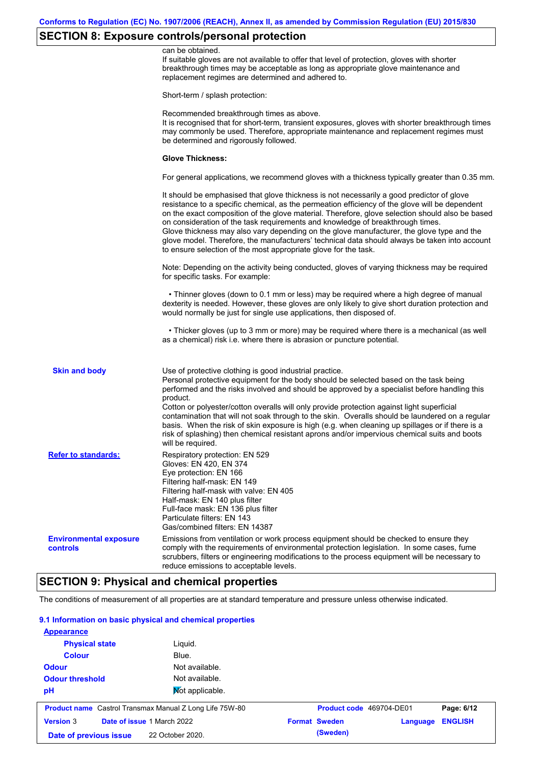## SECTION 8: Exposure controls/personal protection

can be obtained.
If suitable gloves are not available to offer that level of protection, gloves with shorter breakthrough times may be acceptable as long as appropriate glove maintenance and replacement regimes are determined and adhered to.

Short-term / splash protection:

Recommended breakthrough times as above.
It is recognised that for short-term, transient exposures, gloves with shorter breakthrough times may commonly be used. Therefore, appropriate maintenance and replacement regimes must be determined and rigorously followed.

**Glove Thickness:**

For general applications, we recommend gloves with a thickness typically greater than 0.35 mm.

It should be emphasised that glove thickness is not necessarily a good predictor of glove resistance to a specific chemical, as the permeation efficiency of the glove will be dependent on the exact composition of the glove material. Therefore, glove selection should also be based on consideration of the task requirements and knowledge of breakthrough times.
Glove thickness may also vary depending on the glove manufacturer, the glove type and the glove model. Therefore, the manufacturers' technical data should always be taken into account to ensure selection of the most appropriate glove for the task.

Note: Depending on the activity being conducted, gloves of varying thickness may be required for specific tasks. For example:

- Thinner gloves (down to 0.1 mm or less) may be required where a high degree of manual dexterity is needed. However, these gloves are only likely to give short duration protection and would normally be just for single use applications, then disposed of.
- Thicker gloves (up to 3 mm or more) may be required where there is a mechanical (as well as a chemical) risk i.e. where there is abrasion or puncture potential.

**Skin and body**

Use of protective clothing is good industrial practice.
Personal protective equipment for the body should be selected based on the task being performed and the risks involved and should be approved by a specialist before handling this product.
Cotton or polyester/cotton overalls will only provide protection against light superficial contamination that will not soak through to the skin. Overalls should be laundered on a regular basis. When the risk of skin exposure is high (e.g. when cleaning up spillages or if there is a risk of splashing) then chemical resistant aprons and/or impervious chemical suits and boots will be required.

**Refer to standards:**

Respiratory protection: EN 529
Gloves: EN 420, EN 374
Eye protection: EN 166
Filtering half-mask: EN 149
Filtering half-mask with valve: EN 405
Half-mask: EN 140 plus filter
Full-face mask: EN 136 plus filter
Particulate filters: EN 143
Gas/combined filters: EN 14387

**Environmental exposure controls**

Emissions from ventilation or work process equipment should be checked to ensure they comply with the requirements of environmental protection legislation. In some cases, fume scrubbers, filters or engineering modifications to the process equipment will be necessary to reduce emissions to acceptable levels.

## SECTION 9: Physical and chemical properties

The conditions of measurement of all properties are at standard temperature and pressure unless otherwise indicated.

### 9.1 Information on basic physical and chemical properties

**Appearance**

| | |
|---|---|
| Physical state | Liquid. |
| Colour | Blue. |
| Odour | Not available. |
| Odour threshold | Not available. |
| pH | Not applicable. |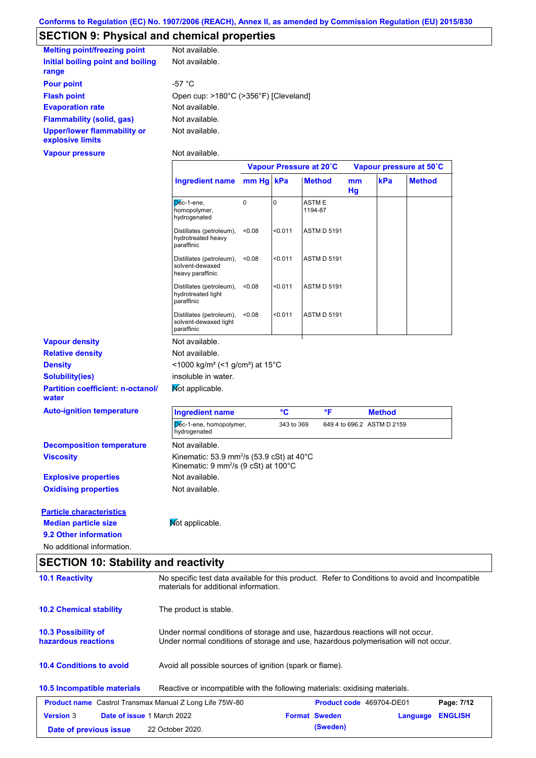Conforms to Regulation (EC) No. 1907/2006 (REACH), Annex II, as amended by Commission Regulation (EU) 2015/830

## SECTION 9: Physical and chemical properties

**Melting point/freezing point** Not available.

**Initial boiling point and boiling range** Not available.

**Pour point** -57 °C

**Flash point** Open cup: >180°C (>356°F) [Cleveland]

**Evaporation rate** Not available.

**Flammability (solid, gas)** Not available.

**Upper/lower flammability or explosive limits** Not available.

**Vapour pressure** Not available.

| | Vapour Pressure at 20˚C | | | Vapour pressure at 50˚C | | |
|---|---|---|---|---|---|---|
| **Ingredient name** | **mm Hg** | **kPa** | **Method** | **mm Hg** | **kPa** | **Method** |
| Dec-1-ene, homopolymer, hydrogenated | 0 | 0 | ASTM E 1194-87 | | | |
| Distillates (petroleum), hydrotreated heavy paraffinic | <0.08 | <0.011 | ASTM D 5191 | | | |
| Distillates (petroleum), solvent-dewaxed heavy paraffinic | <0.08 | <0.011 | ASTM D 5191 | | | |
| Distillates (petroleum), hydrotreated light paraffinic | <0.08 | <0.011 | ASTM D 5191 | | | |
| Distillates (petroleum), solvent-dewaxed light paraffinic | <0.08 | <0.011 | ASTM D 5191 | | | |

**Vapour density** Not available.

**Relative density** Not available.

**Density** <1000 kg/m³ (<1 g/cm³) at 15°C

**Solubility(ies)** insoluble in water.

**Partition coefficient: n-octanol/ water** Not applicable.

**Auto-ignition temperature**

| Ingredient name | °C | °F | Method |
|---|---|---|---|
| Dec-1-ene, homopolymer, hydrogenated | 343 to 369 | 649.4 to 696.2 | ASTM D 2159 |

**Decomposition temperature** Not available.

**Viscosity** Kinematic: 53.9 mm²/s (53.9 cSt) at 40°C
Kinematic: 9 mm²/s (9 cSt) at 100°C

**Explosive properties** Not available.

**Oxidising properties** Not available.

**Particle characteristics**

**Median particle size** Not applicable.

**9.2 Other information**

No additional information.

## SECTION 10: Stability and reactivity

**10.1 Reactivity** No specific test data available for this product. Refer to Conditions to avoid and Incompatible materials for additional information.

**10.2 Chemical stability** The product is stable.

**10.3 Possibility of hazardous reactions** Under normal conditions of storage and use, hazardous reactions will not occur.
Under normal conditions of storage and use, hazardous polymerisation will not occur.

**10.4 Conditions to avoid** Avoid all possible sources of ignition (spark or flame).

**10.5 Incompatible materials** Reactive or incompatible with the following materials: oxidising materials.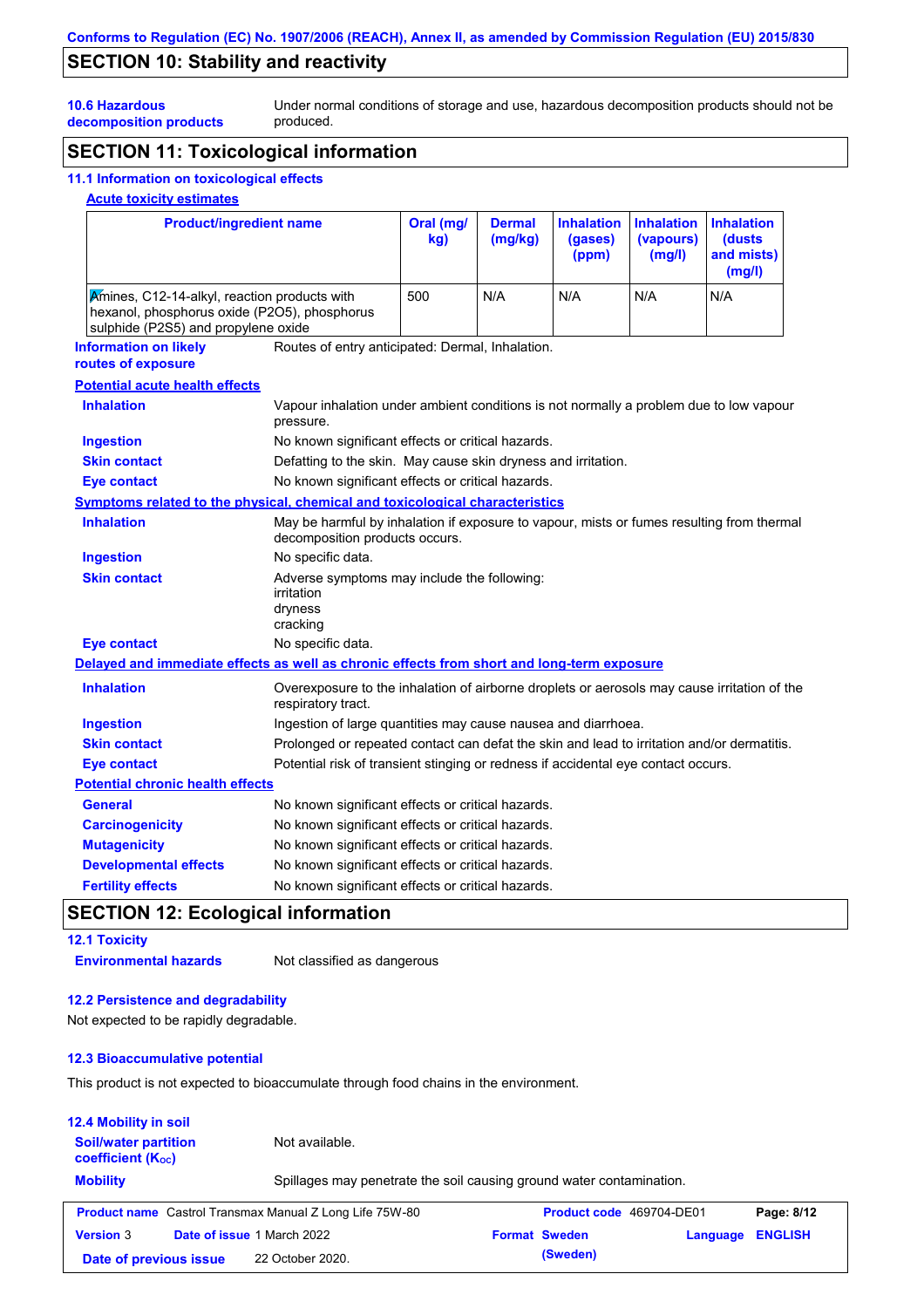## SECTION 10: Stability and reactivity

**10.6 Hazardous decomposition products**
Under normal conditions of storage and use, hazardous decomposition products should not be produced.

## SECTION 11: Toxicological information

### 11.1 Information on toxicological effects

**Acute toxicity estimates**

| Product/ingredient name | Oral (mg/kg) | Dermal (mg/kg) | Inhalation (gases) (ppm) | Inhalation (vapours) (mg/l) | Inhalation (dusts and mists) (mg/l) |
|---|---|---|---|---|---|
| Amines, C12-14-alkyl, reaction products with hexanol, phosphorus oxide (P2O5), phosphorus sulphide (P2S5) and propylene oxide | 500 | N/A | N/A | N/A | N/A |

**Information on likely routes of exposure**
Routes of entry anticipated: Dermal, Inhalation.

**Potential acute health effects**

**Inhalation**
Vapour inhalation under ambient conditions is not normally a problem due to low vapour pressure.

**Ingestion**
No known significant effects or critical hazards.

**Skin contact**
Defatting to the skin. May cause skin dryness and irritation.

**Eye contact**
No known significant effects or critical hazards.

**Symptoms related to the physical, chemical and toxicological characteristics**

**Inhalation**
May be harmful by inhalation if exposure to vapour, mists or fumes resulting from thermal decomposition products occurs.

**Ingestion**
No specific data.

**Skin contact**
Adverse symptoms may include the following:
irritation
dryness
cracking

**Eye contact**
No specific data.

**Delayed and immediate effects as well as chronic effects from short and long-term exposure**

**Inhalation**
Overexposure to the inhalation of airborne droplets or aerosols may cause irritation of the respiratory tract.

**Ingestion**
Ingestion of large quantities may cause nausea and diarrhoea.

**Skin contact**
Prolonged or repeated contact can defat the skin and lead to irritation and/or dermatitis.

**Eye contact**
Potential risk of transient stinging or redness if accidental eye contact occurs.

**Potential chronic health effects**

**General**
No known significant effects or critical hazards.

**Carcinogenicity**
No known significant effects or critical hazards.

**Mutagenicity**
No known significant effects or critical hazards.

**Developmental effects**
No known significant effects or critical hazards.

**Fertility effects**
No known significant effects or critical hazards.

## SECTION 12: Ecological information

### 12.1 Toxicity

**Environmental hazards**
Not classified as dangerous

### 12.2 Persistence and degradability

Not expected to be rapidly degradable.

### 12.3 Bioaccumulative potential

This product is not expected to bioaccumulate through food chains in the environment.

### 12.4 Mobility in soil

**Soil/water partition coefficient ($K_{OC}$)**
Not available.

**Mobility**
Spillages may penetrate the soil causing ground water contamination.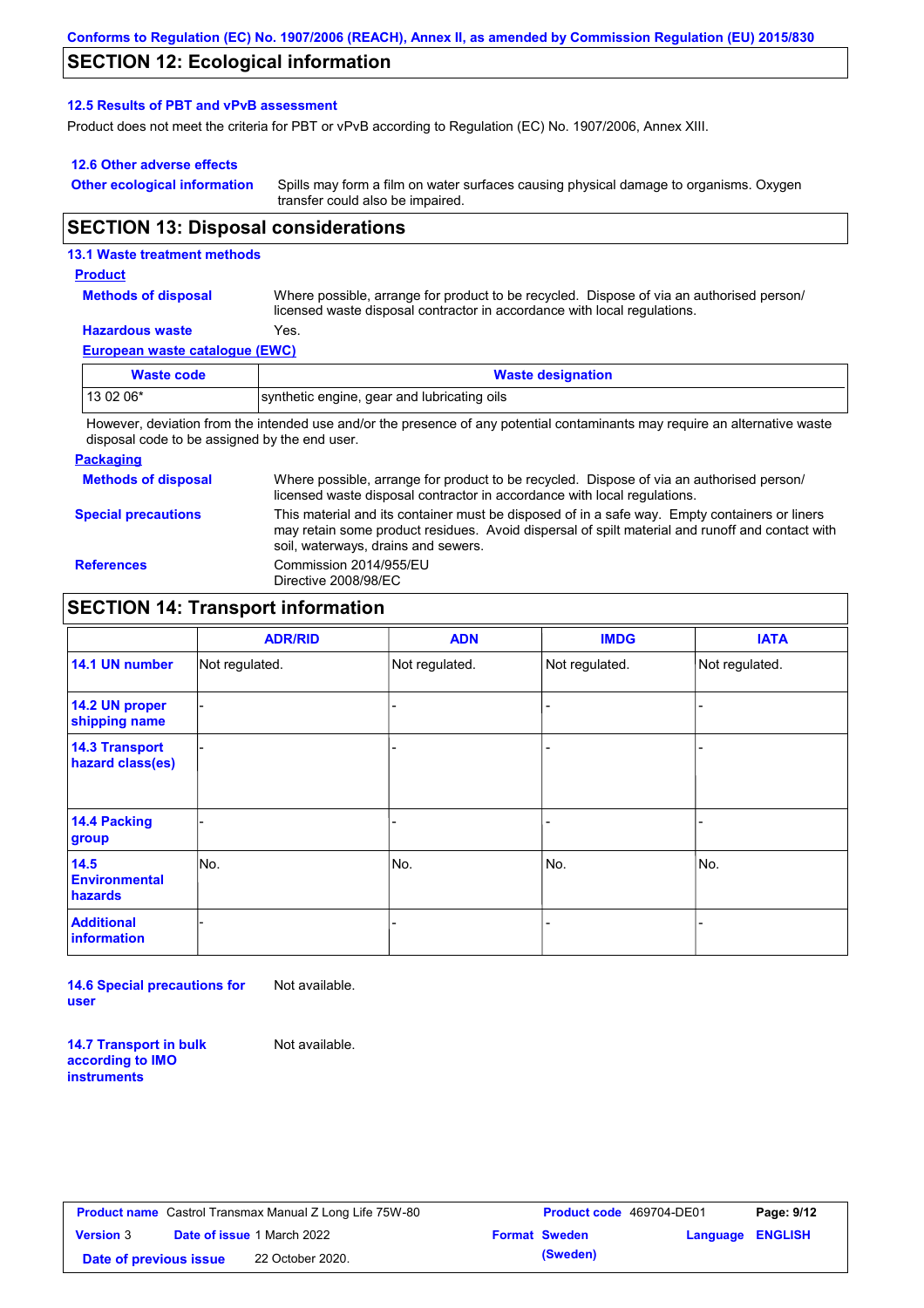## SECTION 12: Ecological information

### 12.5 Results of PBT and vPvB assessment

Product does not meet the criteria for PBT or vPvB according to Regulation (EC) No. 1907/2006, Annex XIII.

### 12.6 Other adverse effects

**Other ecological information**: Spills may form a film on water surfaces causing physical damage to organisms. Oxygen transfer could also be impaired.

## SECTION 13: Disposal considerations

### 13.1 Waste treatment methods

**Product**

**Methods of disposal**: Where possible, arrange for product to be recycled. Dispose of via an authorised person/ licensed waste disposal contractor in accordance with local regulations.

**Hazardous waste**: Yes.

**European waste catalogue (EWC)**

| Waste code | Waste designation |
|---|---|
| 13 02 06* | synthetic engine, gear and lubricating oils |

However, deviation from the intended use and/or the presence of any potential contaminants may require an alternative waste disposal code to be assigned by the end user.

**Packaging**

**Methods of disposal**: Where possible, arrange for product to be recycled. Dispose of via an authorised person/ licensed waste disposal contractor in accordance with local regulations.

**Special precautions**: This material and its container must be disposed of in a safe way. Empty containers or liners may retain some product residues. Avoid dispersal of spilt material and runoff and contact with soil, waterways, drains and sewers.

**References**: Commission 2014/955/EU
Directive 2008/98/EC

## SECTION 14: Transport information

| | ADR/RID | ADN | IMDG | IATA |
|---|---|---|---|---|
| 14.1 UN number | Not regulated. | Not regulated. | Not regulated. | Not regulated. |
| 14.2 UN proper shipping name | - | - | - | - |
| 14.3 Transport hazard class(es) | - | - | - | - |
| 14.4 Packing group | - | - | - | - |
| 14.5 Environmental hazards | No. | No. | No. | No. |
| Additional information | - | - | - | - |

**14.6 Special precautions for user**: Not available.

**14.7 Transport in bulk according to IMO instruments**: Not available.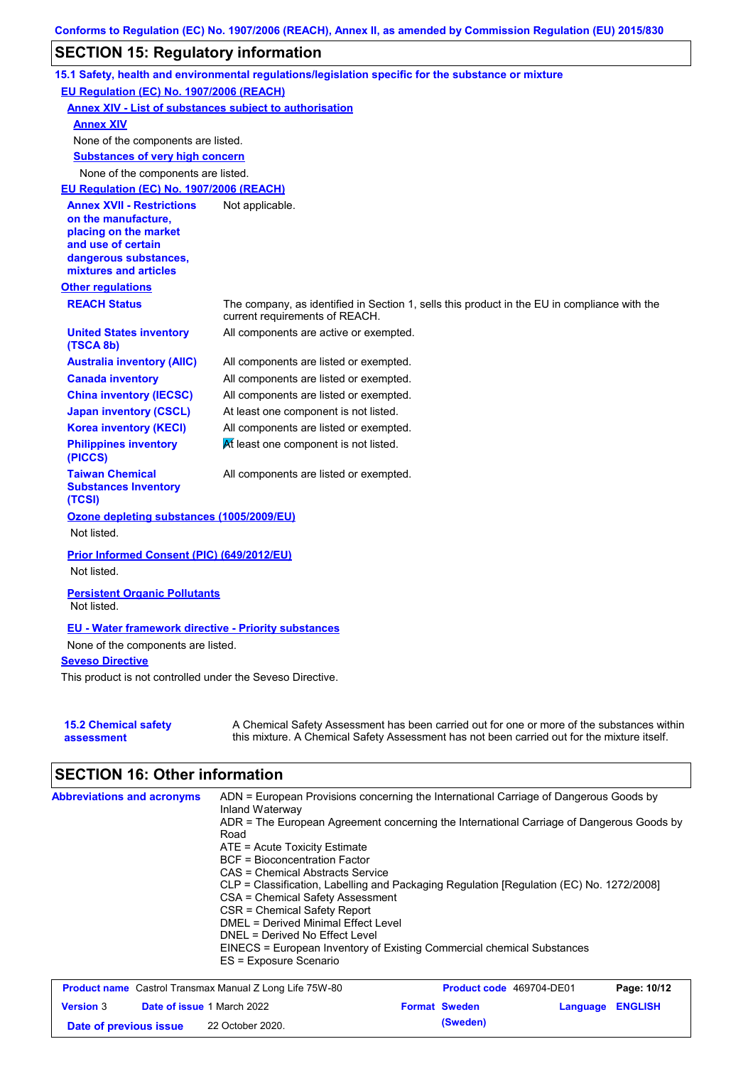Conforms to Regulation (EC) No. 1907/2006 (REACH), Annex II, as amended by Commission Regulation (EU) 2015/830

## SECTION 15: Regulatory information

### 15.1 Safety, health and environmental regulations/legislation specific for the substance or mixture

**EU Regulation (EC) No. 1907/2006 (REACH)**

**Annex XIV - List of substances subject to authorisation**

**Annex XIV**

None of the components are listed.

**Substances of very high concern**

None of the components are listed.

**EU Regulation (EC) No. 1907/2006 (REACH)**

| | |
|---|---|
| **Annex XVII - Restrictions on the manufacture, placing on the market and use of certain dangerous substances, mixtures and articles** | Not applicable. |

**Other regulations**

| | |
|---|---|
| **REACH Status** | The company, as identified in Section 1, sells this product in the EU in compliance with the current requirements of REACH. |
| **United States inventory (TSCA 8b)** | All components are active or exempted. |
| **Australia inventory (AIIC)** | All components are listed or exempted. |
| **Canada inventory** | All components are listed or exempted. |
| **China inventory (IECSC)** | All components are listed or exempted. |
| **Japan inventory (CSCL)** | At least one component is not listed. |
| **Korea inventory (KECI)** | All components are listed or exempted. |
| **Philippines inventory (PICCS)** | At least one component is not listed. |
| **Taiwan Chemical Substances Inventory (TCSI)** | All components are listed or exempted. |

**Ozone depleting substances (1005/2009/EU)**

Not listed.

**Prior Informed Consent (PIC) (649/2012/EU)**

Not listed.

**Persistent Organic Pollutants**

Not listed.

**EU - Water framework directive - Priority substances**

None of the components are listed.

**Seveso Directive**

This product is not controlled under the Seveso Directive.

| | |
|---|---|
| **15.2 Chemical safety assessment** | A Chemical Safety Assessment has been carried out for one or more of the substances within this mixture. A Chemical Safety Assessment has not been carried out for the mixture itself. |

## SECTION 16: Other information

**Abbreviations and acronyms**

ADN = European Provisions concerning the International Carriage of Dangerous Goods by Inland Waterway
ADR = The European Agreement concerning the International Carriage of Dangerous Goods by Road
ATE = Acute Toxicity Estimate
BCF = Bioconcentration Factor
CAS = Chemical Abstracts Service
CLP = Classification, Labelling and Packaging Regulation [Regulation (EC) No. 1272/2008]
CSA = Chemical Safety Assessment
CSR = Chemical Safety Report
DMEL = Derived Minimal Effect Level
DNEL = Derived No Effect Level
EINECS = European Inventory of Existing Commercial chemical Substances
ES = Exposure Scenario

| | | | |
|---|---|---|---|
| **Product name** Castrol Transmax Manual Z Long Life 75W-80 | **Product code** 469704-DE01 | | |
| **Version** 3 **Date of issue** 1 March 2022 | **Format** Sweden (Sweden) | **Language** ENGLISH | |
| **Date of previous issue** 22 October 2020. | | | |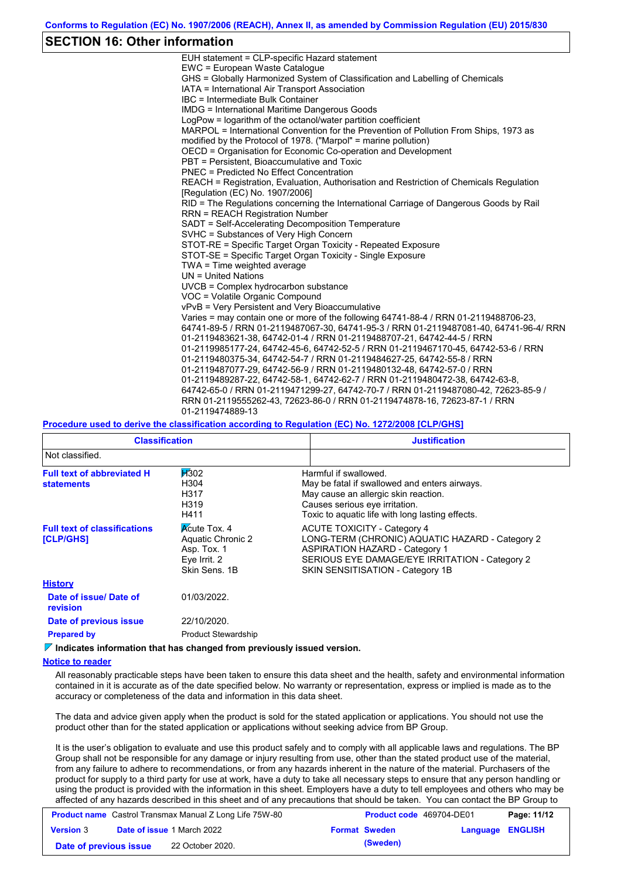## SECTION 16: Other information

EUH statement = CLP-specific Hazard statement
EWC = European Waste Catalogue
GHS = Globally Harmonized System of Classification and Labelling of Chemicals
IATA = International Air Transport Association
IBC = Intermediate Bulk Container
IMDG = International Maritime Dangerous Goods
LogPow = logarithm of the octanol/water partition coefficient
MARPOL = International Convention for the Prevention of Pollution From Ships, 1973 as modified by the Protocol of 1978. ("Marpol" = marine pollution)
OECD = Organisation for Economic Co-operation and Development
PBT = Persistent, Bioaccumulative and Toxic
PNEC = Predicted No Effect Concentration
REACH = Registration, Evaluation, Authorisation and Restriction of Chemicals Regulation [Regulation (EC) No. 1907/2006]
RID = The Regulations concerning the International Carriage of Dangerous Goods by Rail
RRN = REACH Registration Number
SADT = Self-Accelerating Decomposition Temperature
SVHC = Substances of Very High Concern
STOT-RE = Specific Target Organ Toxicity - Repeated Exposure
STOT-SE = Specific Target Organ Toxicity - Single Exposure
TWA = Time weighted average
UN = United Nations
UVCB = Complex hydrocarbon substance
VOC = Volatile Organic Compound
vPvB = Very Persistent and Very Bioaccumulative
Varies = may contain one or more of the following 64741-88-4 / RRN 01-2119488706-23, 64741-89-5 / RRN 01-2119487067-30, 64741-95-3 / RRN 01-2119487081-40, 64741-96-4/ RRN 01-2119483621-38, 64742-01-4 / RRN 01-2119488707-21, 64742-44-5 / RRN 01-2119985177-24, 64742-45-6, 64742-52-5 / RRN 01-2119467170-45, 64742-53-6 / RRN 01-2119480375-34, 64742-54-7 / RRN 01-2119484627-25, 64742-55-8 / RRN 01-2119487077-29, 64742-56-9 / RRN 01-2119480132-48, 64742-57-0 / RRN 01-2119489287-22, 64742-58-1, 64742-62-7 / RRN 01-2119480472-38, 64742-63-8, 64742-65-0 / RRN 01-2119471299-27, 64742-70-7 / RRN 01-2119487080-42, 72623-85-9 / RRN 01-2119555262-43, 72623-86-0 / RRN 01-2119474878-16, 72623-87-1 / RRN 01-2119474889-13

**Procedure used to derive the classification according to Regulation (EC) No. 1272/2008 [CLP/GHS]**

| Classification | Justification |
|---|---|
| Not classified. | |

**Full text of abbreviated H statements**

| | |
|---|---|
| H302 | Harmful if swallowed. |
| H304 | May be fatal if swallowed and enters airways. |
| H317 | May cause an allergic skin reaction. |
| H319 | Causes serious eye irritation. |
| H411 | Toxic to aquatic life with long lasting effects. |

**Full text of classifications [CLP/GHS]**

| | |
|---|---|
| Acute Tox. 4 | ACUTE TOXICITY - Category 4 |
| Aquatic Chronic 2 | LONG-TERM (CHRONIC) AQUATIC HAZARD - Category 2 |
| Asp. Tox. 1 | ASPIRATION HAZARD - Category 1 |
| Eye Irrit. 2 | SERIOUS EYE DAMAGE/EYE IRRITATION - Category 2 |
| Skin Sens. 1B | SKIN SENSITISATION - Category 1B |

**History**

**Date of issue/ Date of revision** 01/03/2022.

**Date of previous issue** 22/10/2020.

**Prepared by** Product Stewardship

**Indicates information that has changed from previously issued version.**

**Notice to reader**

All reasonably practicable steps have been taken to ensure this data sheet and the health, safety and environmental information contained in it is accurate as of the date specified below. No warranty or representation, express or implied is made as to the accuracy or completeness of the data and information in this data sheet.

The data and advice given apply when the product is sold for the stated application or applications. You should not use the product other than for the stated application or applications without seeking advice from BP Group.

It is the user's obligation to evaluate and use this product safely and to comply with all applicable laws and regulations. The BP Group shall not be responsible for any damage or injury resulting from use, other than the stated product use of the material, from any failure to adhere to recommendations, or from any hazards inherent in the nature of the material. Purchasers of the product for supply to a third party for use at work, have a duty to take all necessary steps to ensure that any person handling or using the product is provided with the information in this sheet. Employers have a duty to tell employees and others who may be affected of any hazards described in this sheet and of any precautions that should be taken. You can contact the BP Group to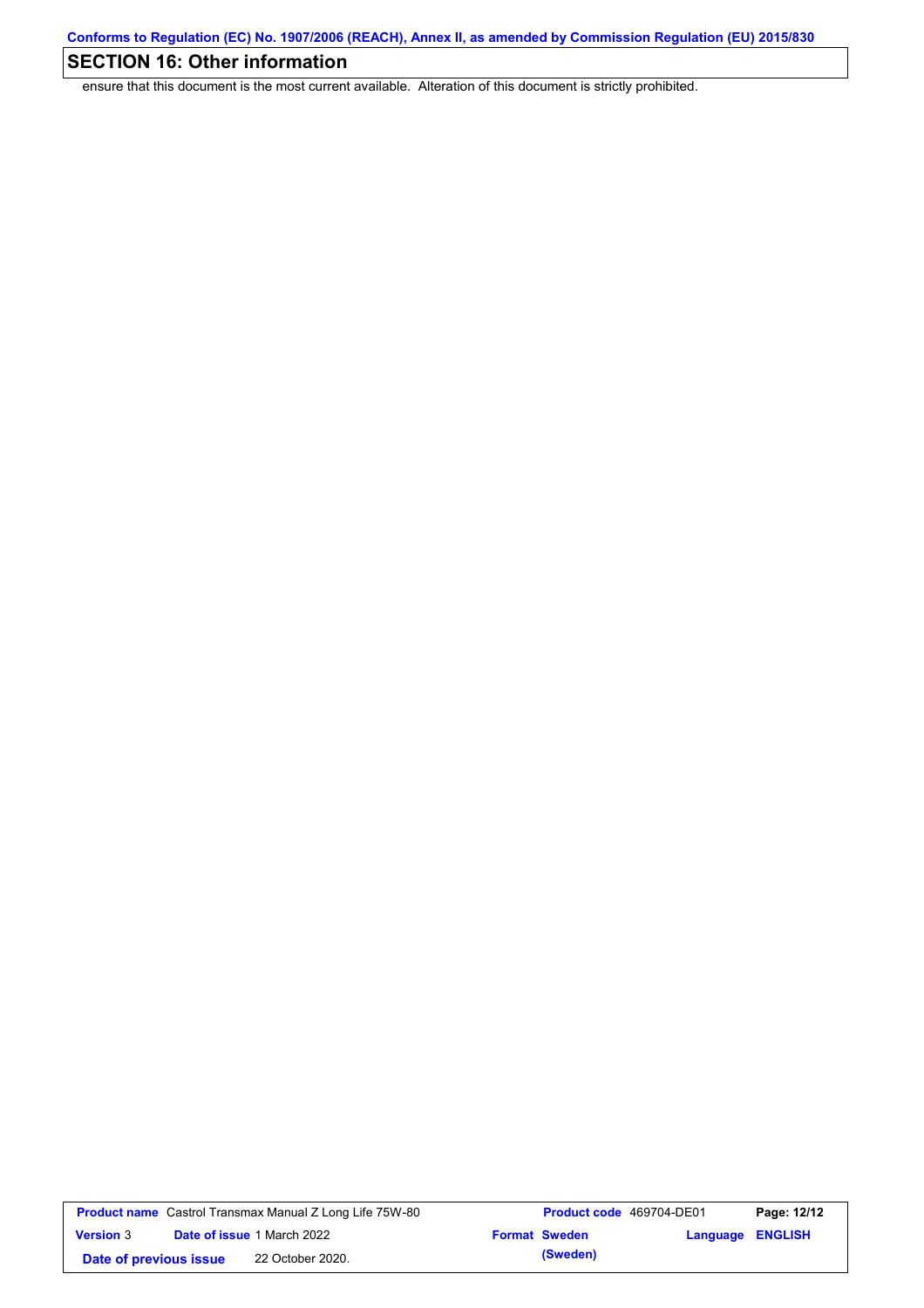## SECTION 16: Other information

ensure that this document is the most current available. Alteration of this document is strictly prohibited.